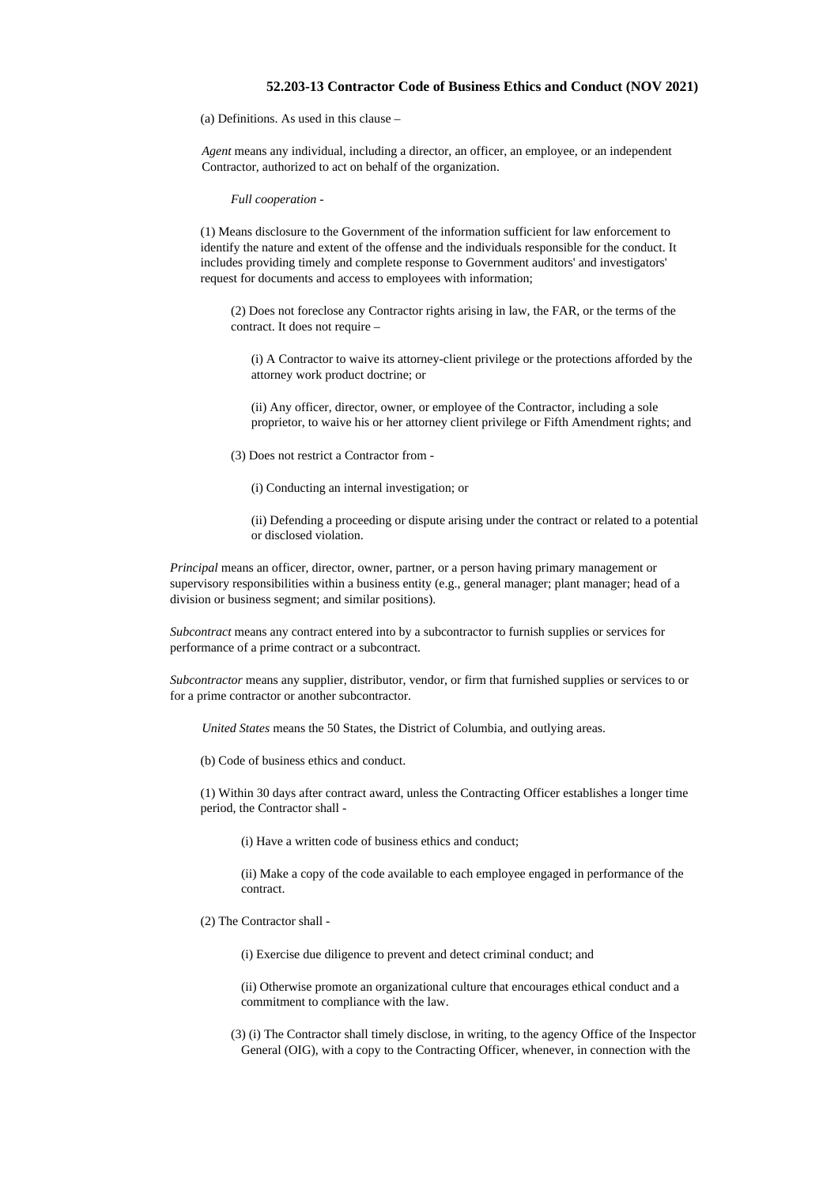**52.203-13 Contractor Code of Business Ethics and Conduct (NOV 2021)**

(a) Definitions. As used in this clause –

*Agent* means any individual, including a director, an officer, an employee, or an independent Contractor, authorized to act on behalf of the organization.

*Full cooperation* -

(1) Means disclosure to the Government of the information sufficient for law enforcement to identify the nature and extent of the offense and the individuals responsible for the conduct. It includes providing timely and complete response to Government auditors' and investigators' request for documents and access to employees with information;

(2) Does not foreclose any Contractor rights arising in law, the FAR, or the terms of the contract. It does not require –

(i) A Contractor to waive its attorney-client privilege or the protections afforded by the attorney work product doctrine; or

(ii) Any officer, director, owner, or employee of the Contractor, including a sole proprietor, to waive his or her attorney client privilege or Fifth Amendment rights; and

(3) Does not restrict a Contractor from -

(i) Conducting an internal investigation; or

(ii) Defending a proceeding or dispute arising under the contract or related to a potential or disclosed violation.

*Principal* means an officer, director, owner, partner, or a person having primary management or supervisory responsibilities within a business entity (e.g., general manager; plant manager; head of a division or business segment; and similar positions).

*Subcontract* means any contract entered into by a subcontractor to furnish supplies or services for performance of a prime contract or a subcontract.

*Subcontractor* means any supplier, distributor, vendor, or firm that furnished supplies or services to or for a prime contractor or another subcontractor.

*United States* means the 50 States, the District of Columbia, and outlying areas.

(b) Code of business ethics and conduct.

(1) Within 30 days after contract award, unless the Contracting Officer establishes a longer time period, the Contractor shall -

(i) Have a written code of business ethics and conduct;

(ii) Make a copy of the code available to each employee engaged in performance of the contract.

(2) The Contractor shall -

(i) Exercise due diligence to prevent and detect criminal conduct; and

(ii) Otherwise promote an organizational culture that encourages ethical conduct and a commitment to compliance with the law.

(3) (i) The Contractor shall timely disclose, in writing, to the agency Office of the Inspector General (OIG), with a copy to the Contracting Officer, whenever, in connection with the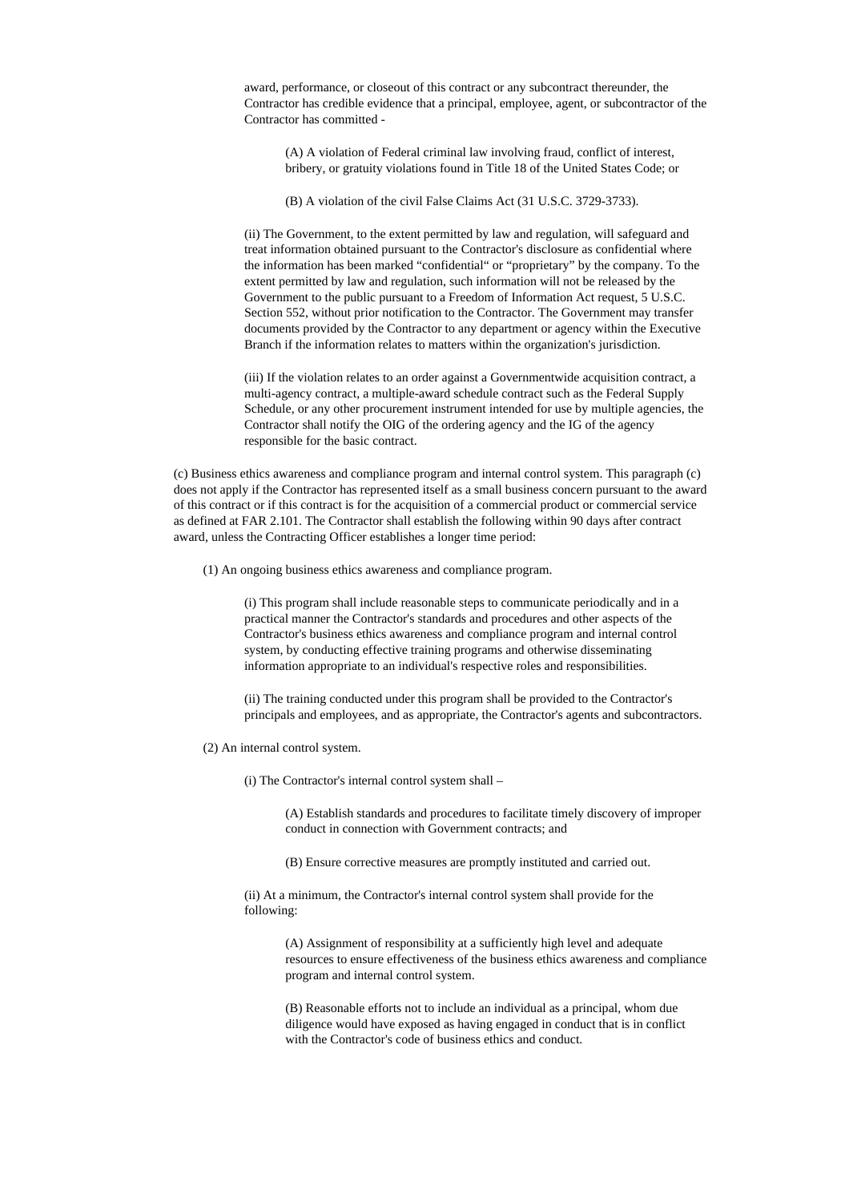award, performance, or closeout of this contract or any subcontract thereunder, the Contractor has credible evidence that a principal, employee, agent, or subcontractor of the Contractor has committed -

(A) A violation of Federal criminal law involving fraud, conflict of interest, bribery, or gratuity violations found in Title 18 of the United States Code; or

(B) A violation of the civil False Claims Act (31 U.S.C. 3729-3733).

(ii) The Government, to the extent permitted by law and regulation, will safeguard and treat information obtained pursuant to the Contractor's disclosure as confidential where the information has been marked "confidential" or "proprietary" by the company. To the extent permitted by law and regulation, such information will not be released by the Government to the public pursuant to a Freedom of Information Act request, 5 U.S.C. Section 552, without prior notification to the Contractor. The Government may transfer documents provided by the Contractor to any department or agency within the Executive Branch if the information relates to matters within the organization's jurisdiction.

(iii) If the violation relates to an order against a Governmentwide acquisition contract, a multi-agency contract, a multiple-award schedule contract such as the Federal Supply Schedule, or any other procurement instrument intended for use by multiple agencies, the Contractor shall notify the OIG of the ordering agency and the IG of the agency responsible for the basic contract.

(c) Business ethics awareness and compliance program and internal control system. This paragraph (c) does not apply if the Contractor has represented itself as a small business concern pursuant to the award of this contract or if this contract is for the acquisition of a commercial product or commercial service as defined at FAR 2.101. The Contractor shall establish the following within 90 days after contract award, unless the Contracting Officer establishes a longer time period:

(1) An ongoing business ethics awareness and compliance program.

(i) This program shall include reasonable steps to communicate periodically and in a practical manner the Contractor's standards and procedures and other aspects of the Contractor's business ethics awareness and compliance program and internal control system, by conducting effective training programs and otherwise disseminating information appropriate to an individual's respective roles and responsibilities.

(ii) The training conducted under this program shall be provided to the Contractor's principals and employees, and as appropriate, the Contractor's agents and subcontractors.

(2) An internal control system.

(i) The Contractor's internal control system shall –

(A) Establish standards and procedures to facilitate timely discovery of improper conduct in connection with Government contracts; and

(B) Ensure corrective measures are promptly instituted and carried out.

(ii) At a minimum, the Contractor's internal control system shall provide for the following:

(A) Assignment of responsibility at a sufficiently high level and adequate resources to ensure effectiveness of the business ethics awareness and compliance program and internal control system.

(B) Reasonable efforts not to include an individual as a principal, whom due diligence would have exposed as having engaged in conduct that is in conflict with the Contractor's code of business ethics and conduct.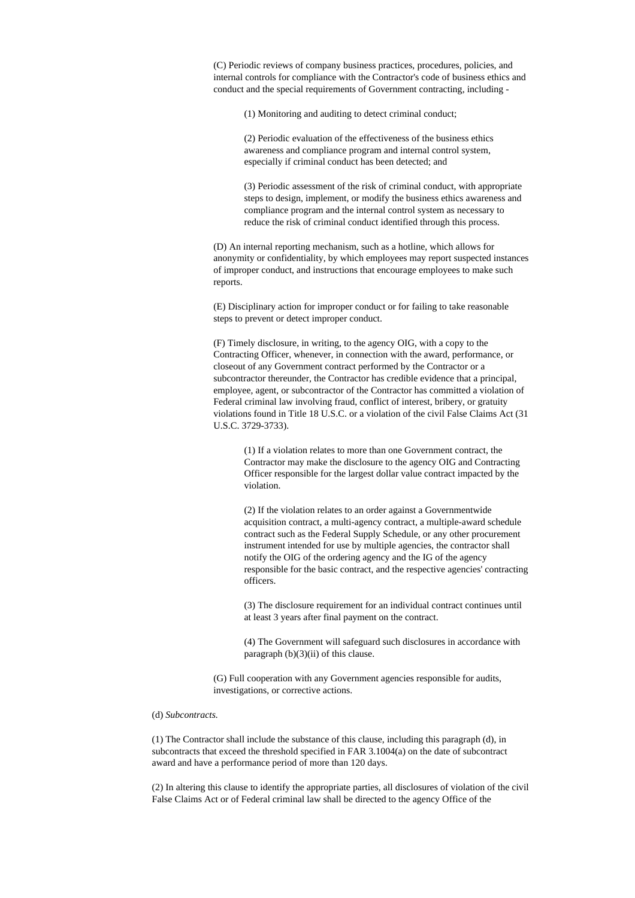(C) Periodic reviews of company business practices, procedures, policies, and internal controls for compliance with the Contractor's code of business ethics and conduct and the special requirements of Government contracting, including -

(1) Monitoring and auditing to detect criminal conduct;

(2) Periodic evaluation of the effectiveness of the business ethics awareness and compliance program and internal control system, especially if criminal conduct has been detected; and

(3) Periodic assessment of the risk of criminal conduct, with appropriate steps to design, implement, or modify the business ethics awareness and compliance program and the internal control system as necessary to reduce the risk of criminal conduct identified through this process.

(D) An internal reporting mechanism, such as a hotline, which allows for anonymity or confidentiality, by which employees may report suspected instances of improper conduct, and instructions that encourage employees to make such reports.

(E) Disciplinary action for improper conduct or for failing to take reasonable steps to prevent or detect improper conduct.

(F) Timely disclosure, in writing, to the agency OIG, with a copy to the Contracting Officer, whenever, in connection with the award, performance, or closeout of any Government contract performed by the Contractor or a subcontractor thereunder, the Contractor has credible evidence that a principal, employee, agent, or subcontractor of the Contractor has committed a violation of Federal criminal law involving fraud, conflict of interest, bribery, or gratuity violations found in Title 18 U.S.C. or a violation of the civil False Claims Act (31 U.S.C. 3729-3733).

(1) If a violation relates to more than one Government contract, the Contractor may make the disclosure to the agency OIG and Contracting Officer responsible for the largest dollar value contract impacted by the violation.

(2) If the violation relates to an order against a Governmentwide acquisition contract, a multi-agency contract, a multiple-award schedule contract such as the Federal Supply Schedule, or any other procurement instrument intended for use by multiple agencies, the contractor shall notify the OIG of the ordering agency and the IG of the agency responsible for the basic contract, and the respective agencies' contracting officers.

(3) The disclosure requirement for an individual contract continues until at least 3 years after final payment on the contract.

(4) The Government will safeguard such disclosures in accordance with paragraph (b)(3)(ii) of this clause.

(G) Full cooperation with any Government agencies responsible for audits, investigations, or corrective actions.

(d) *Subcontracts.*

(1) The Contractor shall include the substance of this clause, including this paragraph (d), in subcontracts that exceed the threshold specified in FAR 3.1004(a) on the date of subcontract award and have a performance period of more than 120 days.

(2) In altering this clause to identify the appropriate parties, all disclosures of violation of the civil False Claims Act or of Federal criminal law shall be directed to the agency Office of the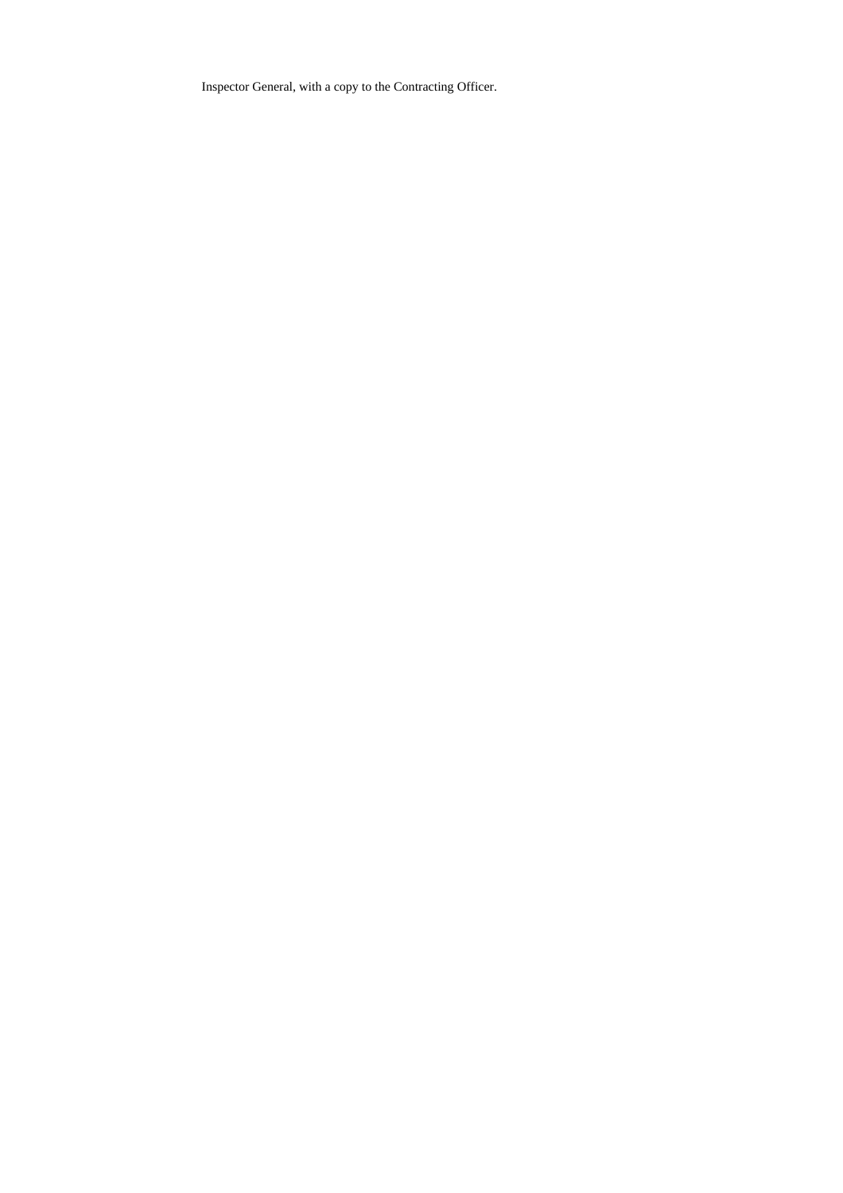Inspector General, with a copy to the Contracting Officer.